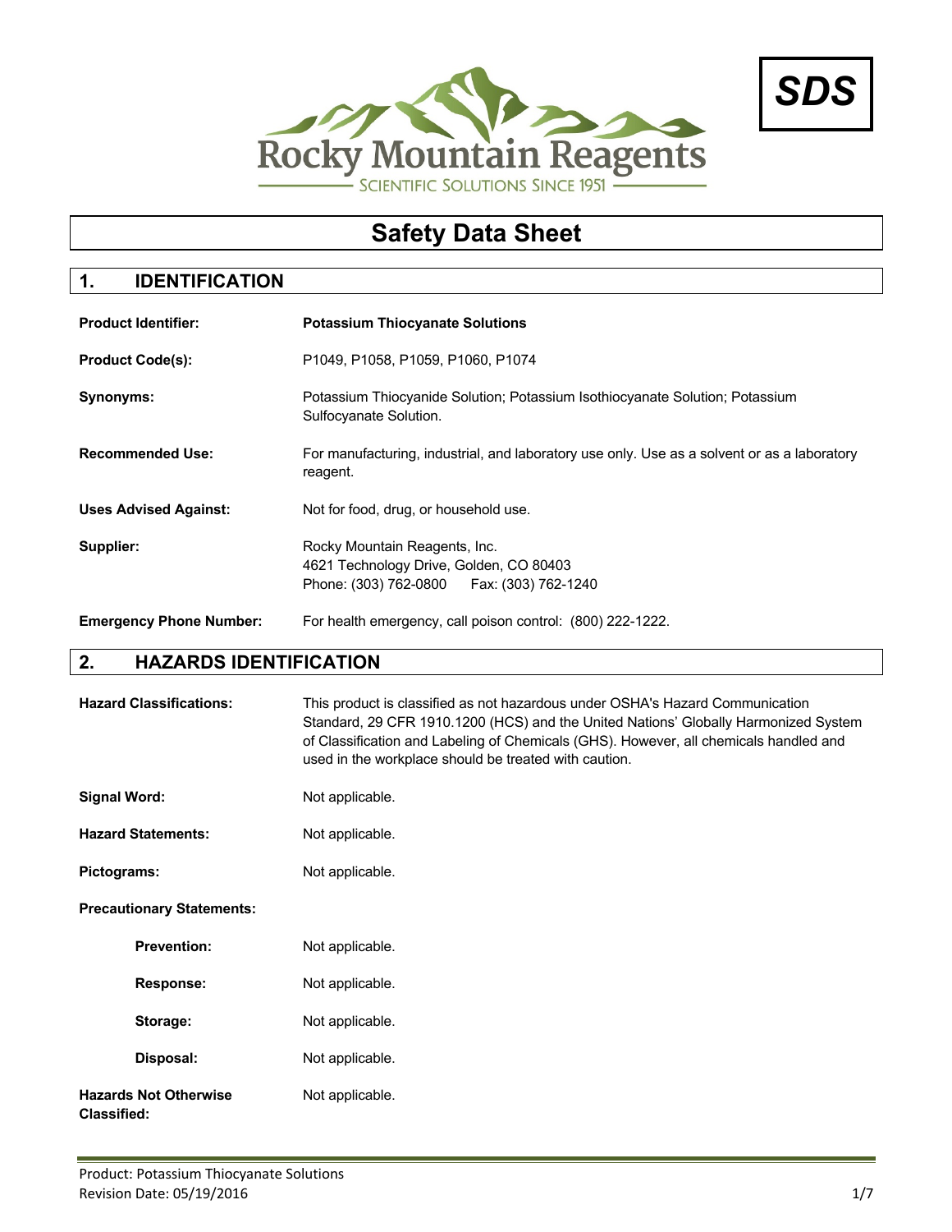Rocky Mountain Reagents

SCIENTIFIC SOLUTIONS SINCE 1951

**SDS**

# Safety Data Sheet

## 1. IDENTIFICATION

**Product Identifier:** **Potassium Thiocyanate Solutions**

**Product Code(s):** P1049, P1058, P1059, P1060, P1074

**Synonyms:** Potassium Thiocyanide Solution; Potassium Isothiocyanate Solution; Potassium Sulfocyanate Solution.

**Recommended Use:** For manufacturing, industrial, and laboratory use only. Use as a solvent or as a laboratory reagent.

**Uses Advised Against:** Not for food, drug, or household use.

**Supplier:** Rocky Mountain Reagents, Inc.
4621 Technology Drive, Golden, CO 80403
Phone: (303) 762-0800 Fax: (303) 762-1240

**Emergency Phone Number:** For health emergency, call poison control: (800) 222-1222.

## 2. HAZARDS IDENTIFICATION

**Hazard Classifications:** This product is classified as not hazardous under OSHA's Hazard Communication Standard, 29 CFR 1910.1200 (HCS) and the United Nations' Globally Harmonized System of Classification and Labeling of Chemicals (GHS). However, all chemicals handled and used in the workplace should be treated with caution.

**Signal Word:** Not applicable.

**Hazard Statements:** Not applicable.

**Pictograms:** Not applicable.

**Precautionary Statements:**

- **Prevention:** Not applicable.
- **Response:** Not applicable.
- **Storage:** Not applicable.
- **Disposal:** Not applicable.

**Hazards Not Otherwise Classified:** Not applicable.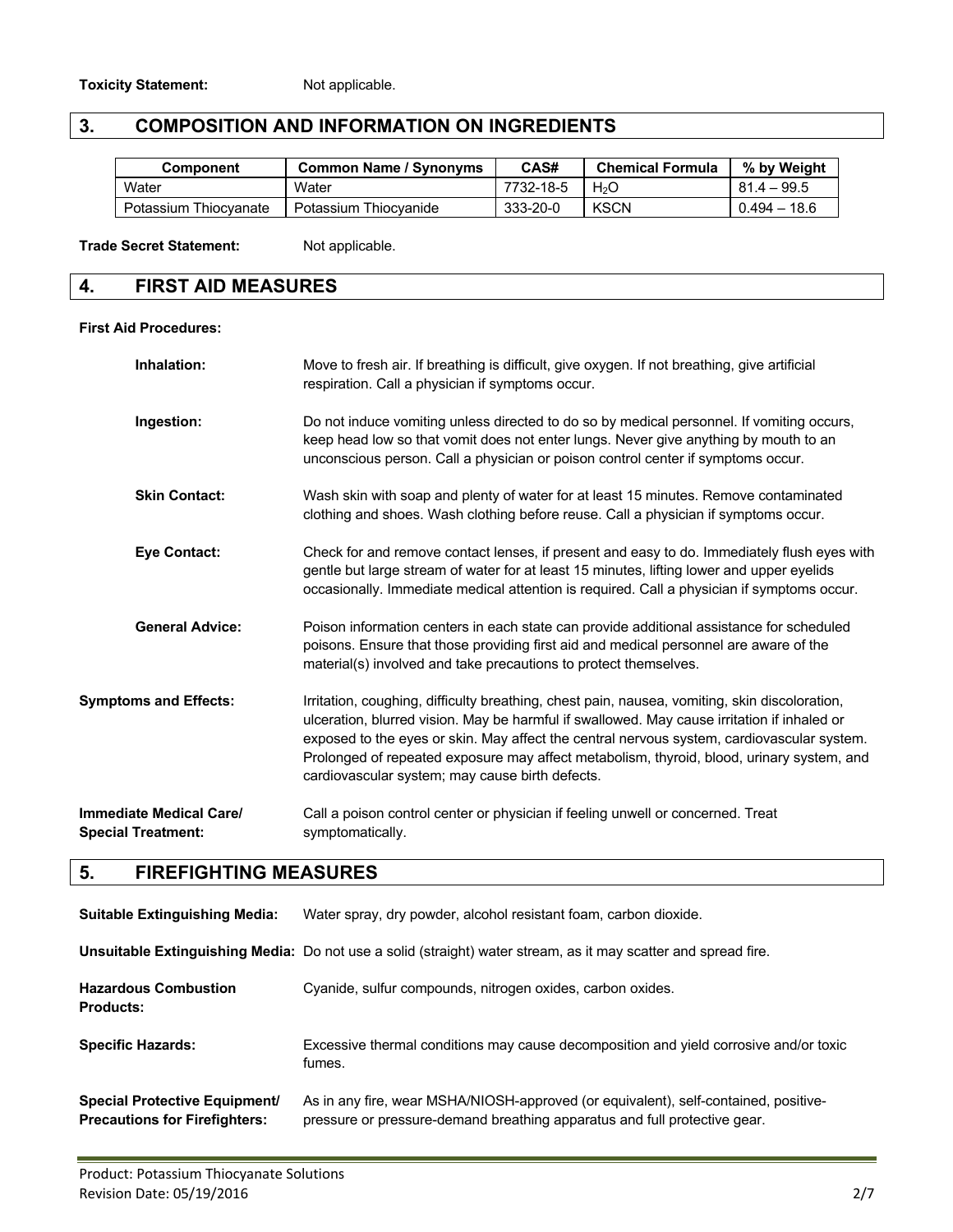**Toxicity Statement:** Not applicable.

## 3. COMPOSITION AND INFORMATION ON INGREDIENTS

| Component | Common Name / Synonyms | CAS# | Chemical Formula | % by Weight |
|---|---|---|---|---|
| Water | Water | 7732-18-5 | $H_2O$ | 81.4 – 99.5 |
| Potassium Thiocyanate | Potassium Thiocyanide | 333-20-0 | KSCN | 0.494 – 18.6 |

**Trade Secret Statement:** Not applicable.

## 4. FIRST AID MEASURES

**First Aid Procedures:**

**Inhalation:** Move to fresh air. If breathing is difficult, give oxygen. If not breathing, give artificial respiration. Call a physician if symptoms occur.

**Ingestion:** Do not induce vomiting unless directed to do so by medical personnel. If vomiting occurs, keep head low so that vomit does not enter lungs. Never give anything by mouth to an unconscious person. Call a physician or poison control center if symptoms occur.

**Skin Contact:** Wash skin with soap and plenty of water for at least 15 minutes. Remove contaminated clothing and shoes. Wash clothing before reuse. Call a physician if symptoms occur.

**Eye Contact:** Check for and remove contact lenses, if present and easy to do. Immediately flush eyes with gentle but large stream of water for at least 15 minutes, lifting lower and upper eyelids occasionally. Immediate medical attention is required. Call a physician if symptoms occur.

**General Advice:** Poison information centers in each state can provide additional assistance for scheduled poisons. Ensure that those providing first aid and medical personnel are aware of the material(s) involved and take precautions to protect themselves.

**Symptoms and Effects:** Irritation, coughing, difficulty breathing, chest pain, nausea, vomiting, skin discoloration, ulceration, blurred vision. May be harmful if swallowed. May cause irritation if inhaled or exposed to the eyes or skin. May affect the central nervous system, cardiovascular system. Prolonged of repeated exposure may affect metabolism, thyroid, blood, urinary system, and cardiovascular system; may cause birth defects.

**Immediate Medical Care/ Special Treatment:** Call a poison control center or physician if feeling unwell or concerned. Treat symptomatically.

## 5. FIREFIGHTING MEASURES

**Suitable Extinguishing Media:** Water spray, dry powder, alcohol resistant foam, carbon dioxide.

**Unsuitable Extinguishing Media:** Do not use a solid (straight) water stream, as it may scatter and spread fire.

**Hazardous Combustion Products:** Cyanide, sulfur compounds, nitrogen oxides, carbon oxides.

**Specific Hazards:** Excessive thermal conditions may cause decomposition and yield corrosive and/or toxic fumes.

**Special Protective Equipment/ Precautions for Firefighters:** As in any fire, wear MSHA/NIOSH-approved (or equivalent), self-contained, positive-pressure or pressure-demand breathing apparatus and full protective gear.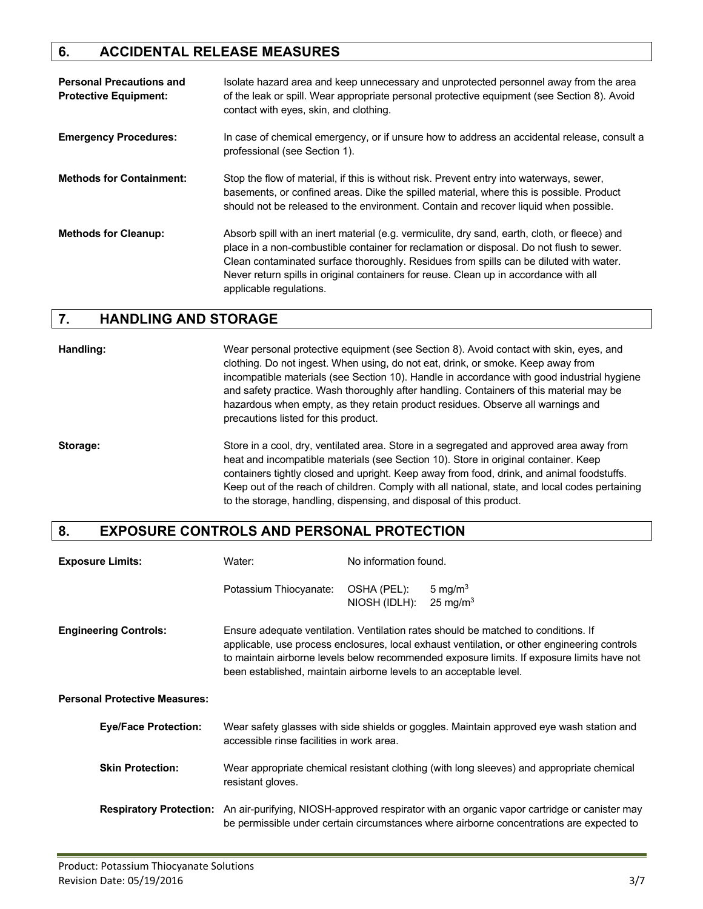## 6. ACCIDENTAL RELEASE MEASURES

**Personal Precautions and Protective Equipment:** Isolate hazard area and keep unnecessary and unprotected personnel away from the area of the leak or spill. Wear appropriate personal protective equipment (see Section 8). Avoid contact with eyes, skin, and clothing.

**Emergency Procedures:** In case of chemical emergency, or if unsure how to address an accidental release, consult a professional (see Section 1).

**Methods for Containment:** Stop the flow of material, if this is without risk. Prevent entry into waterways, sewer, basements, or confined areas. Dike the spilled material, where this is possible. Product should not be released to the environment. Contain and recover liquid when possible.

**Methods for Cleanup:** Absorb spill with an inert material (e.g. vermiculite, dry sand, earth, cloth, or fleece) and place in a non-combustible container for reclamation or disposal. Do not flush to sewer. Clean contaminated surface thoroughly. Residues from spills can be diluted with water. Never return spills in original containers for reuse. Clean up in accordance with all applicable regulations.

## 7. HANDLING AND STORAGE

**Handling:** Wear personal protective equipment (see Section 8). Avoid contact with skin, eyes, and clothing. Do not ingest. When using, do not eat, drink, or smoke. Keep away from incompatible materials (see Section 10). Handle in accordance with good industrial hygiene and safety practice. Wash thoroughly after handling. Containers of this material may be hazardous when empty, as they retain product residues. Observe all warnings and precautions listed for this product.

**Storage:** Store in a cool, dry, ventilated area. Store in a segregated and approved area away from heat and incompatible materials (see Section 10). Store in original container. Keep containers tightly closed and upright. Keep away from food, drink, and animal foodstuffs. Keep out of the reach of children. Comply with all national, state, and local codes pertaining to the storage, handling, dispensing, and disposal of this product.

## 8. EXPOSURE CONTROLS AND PERSONAL PROTECTION

**Exposure Limits:**

| Component | Limit | Value |
|---|---|---|
| Water: | No information found. | |
| Potassium Thiocyanate: | OSHA (PEL): | 5 mg/m$^3$ |
| | NIOSH (IDLH): | 25 mg/m$^3$ |

**Engineering Controls:** Ensure adequate ventilation. Ventilation rates should be matched to conditions. If applicable, use process enclosures, local exhaust ventilation, or other engineering controls to maintain airborne levels below recommended exposure limits. If exposure limits have not been established, maintain airborne levels to an acceptable level.

**Personal Protective Measures:**

**Eye/Face Protection:** Wear safety glasses with side shields or goggles. Maintain approved eye wash station and accessible rinse facilities in work area.

**Skin Protection:** Wear appropriate chemical resistant clothing (with long sleeves) and appropriate chemical resistant gloves.

**Respiratory Protection:** An air-purifying, NIOSH-approved respirator with an organic vapor cartridge or canister may be permissible under certain circumstances where airborne concentrations are expected to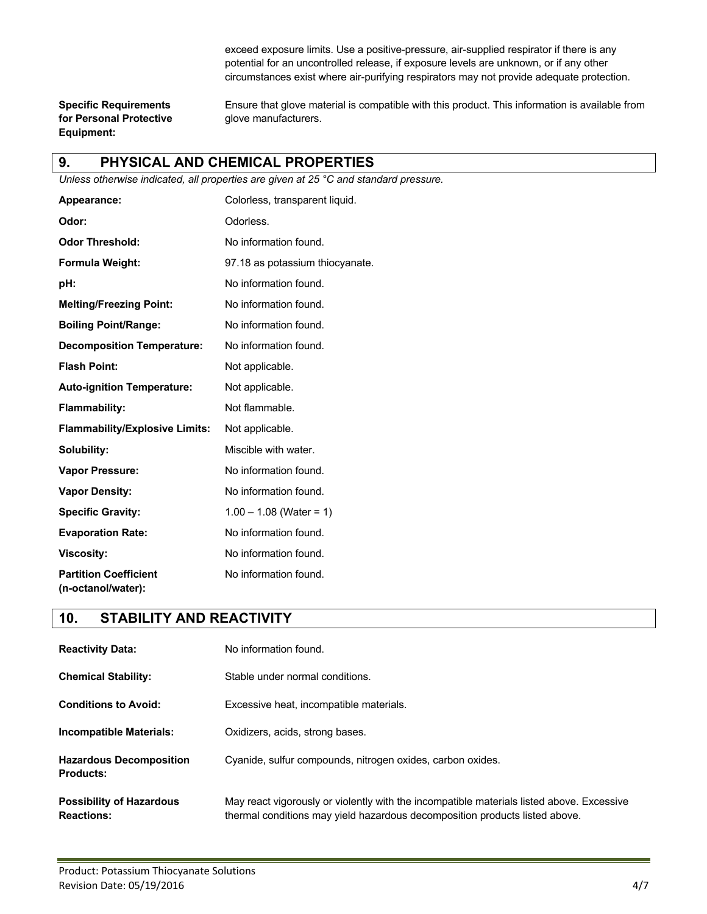exceed exposure limits. Use a positive-pressure, air-supplied respirator if there is any potential for an uncontrolled release, if exposure levels are unknown, or if any other circumstances exist where air-purifying respirators may not provide adequate protection.

**Specific Requirements for Personal Protective Equipment:** Ensure that glove material is compatible with this product. This information is available from glove manufacturers.

## 9. PHYSICAL AND CHEMICAL PROPERTIES

*Unless otherwise indicated, all properties are given at 25 °C and standard pressure.*

| | |
|---|---|
| **Appearance:** | Colorless, transparent liquid. |
| **Odor:** | Odorless. |
| **Odor Threshold:** | No information found. |
| **Formula Weight:** | 97.18 as potassium thiocyanate. |
| **pH:** | No information found. |
| **Melting/Freezing Point:** | No information found. |
| **Boiling Point/Range:** | No information found. |
| **Decomposition Temperature:** | No information found. |
| **Flash Point:** | Not applicable. |
| **Auto-ignition Temperature:** | Not applicable. |
| **Flammability:** | Not flammable. |
| **Flammability/Explosive Limits:** | Not applicable. |
| **Solubility:** | Miscible with water. |
| **Vapor Pressure:** | No information found. |
| **Vapor Density:** | No information found. |
| **Specific Gravity:** | 1.00 – 1.08 (Water = 1) |
| **Evaporation Rate:** | No information found. |
| **Viscosity:** | No information found. |
| **Partition Coefficient (n-octanol/water):** | No information found. |

## 10. STABILITY AND REACTIVITY

| | |
|---|---|
| **Reactivity Data:** | No information found. |
| **Chemical Stability:** | Stable under normal conditions. |
| **Conditions to Avoid:** | Excessive heat, incompatible materials. |
| **Incompatible Materials:** | Oxidizers, acids, strong bases. |
| **Hazardous Decomposition Products:** | Cyanide, sulfur compounds, nitrogen oxides, carbon oxides. |
| **Possibility of Hazardous Reactions:** | May react vigorously or violently with the incompatible materials listed above. Excessive thermal conditions may yield hazardous decomposition products listed above. |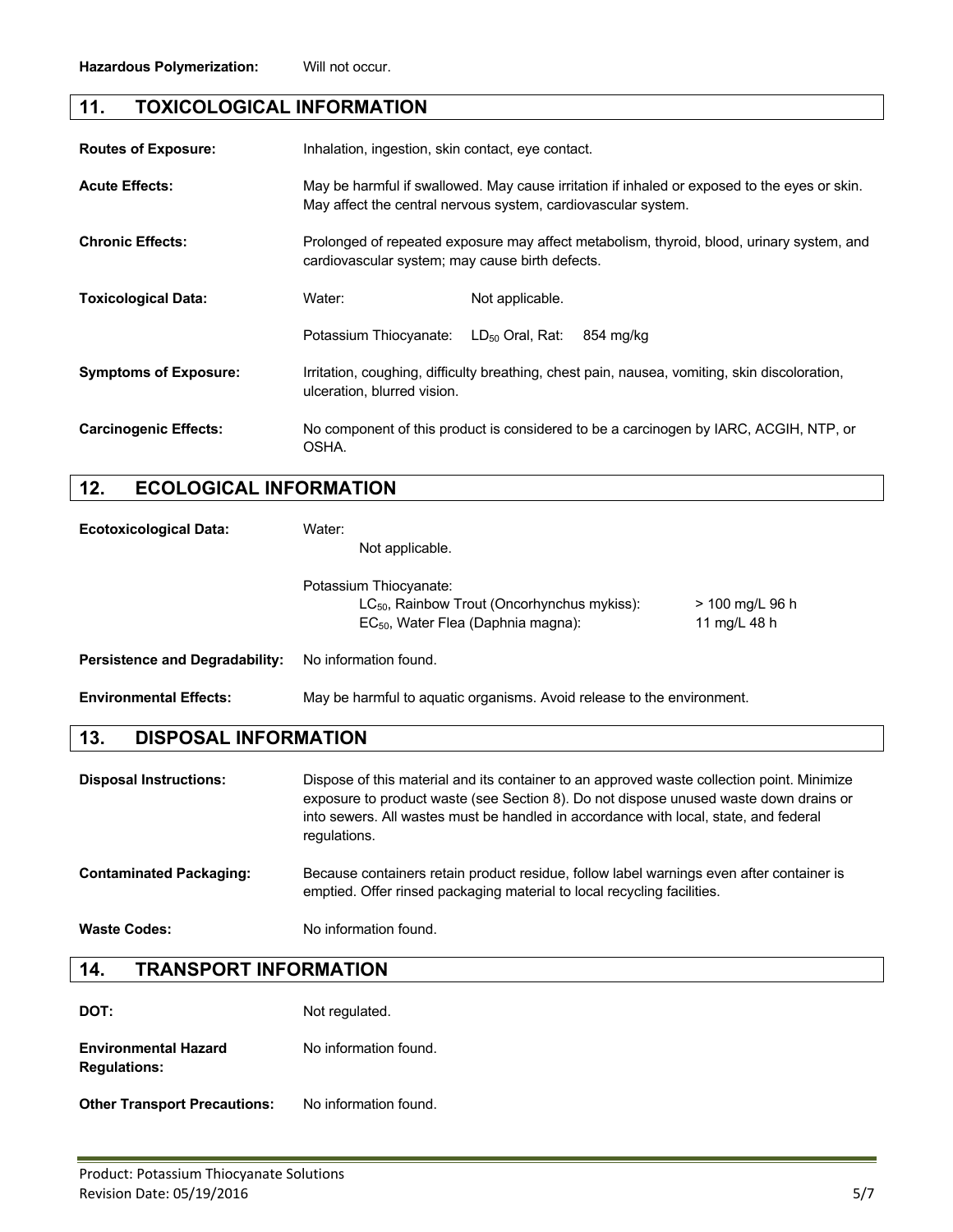**Hazardous Polymerization:** Will not occur.

## 11. TOXICOLOGICAL INFORMATION

**Routes of Exposure:** Inhalation, ingestion, skin contact, eye contact.

**Acute Effects:** May be harmful if swallowed. May cause irritation if inhaled or exposed to the eyes or skin. May affect the central nervous system, cardiovascular system.

**Chronic Effects:** Prolonged of repeated exposure may affect metabolism, thyroid, blood, urinary system, and cardiovascular system; may cause birth defects.

**Toxicological Data:**

| | | |
|---|---|---|
| Water: | Not applicable. | |
| Potassium Thiocyanate: | $LD_{50}$ Oral, Rat: | 854 mg/kg |

**Symptoms of Exposure:** Irritation, coughing, difficulty breathing, chest pain, nausea, vomiting, skin discoloration, ulceration, blurred vision.

**Carcinogenic Effects:** No component of this product is considered to be a carcinogen by IARC, ACGIH, NTP, or OSHA.

## 12. ECOLOGICAL INFORMATION

**Ecotoxicological Data:**

Water:

Not applicable.

Potassium Thiocyanate:

| | |
|---|---|
| $LC_{50}$, Rainbow Trout (Oncorhynchus mykiss): | > 100 mg/L 96 h |
| $EC_{50}$, Water Flea (Daphnia magna): | 11 mg/L 48 h |

**Persistence and Degradability:** No information found.

**Environmental Effects:** May be harmful to aquatic organisms. Avoid release to the environment.

## 13. DISPOSAL INFORMATION

**Disposal Instructions:** Dispose of this material and its container to an approved waste collection point. Minimize exposure to product waste (see Section 8). Do not dispose unused waste down drains or into sewers. All wastes must be handled in accordance with local, state, and federal regulations.

**Contaminated Packaging:** Because containers retain product residue, follow label warnings even after container is emptied. Offer rinsed packaging material to local recycling facilities.

**Waste Codes:** No information found.

## 14. TRANSPORT INFORMATION

**DOT:** Not regulated.

**Environmental Hazard Regulations:** No information found.

**Other Transport Precautions:** No information found.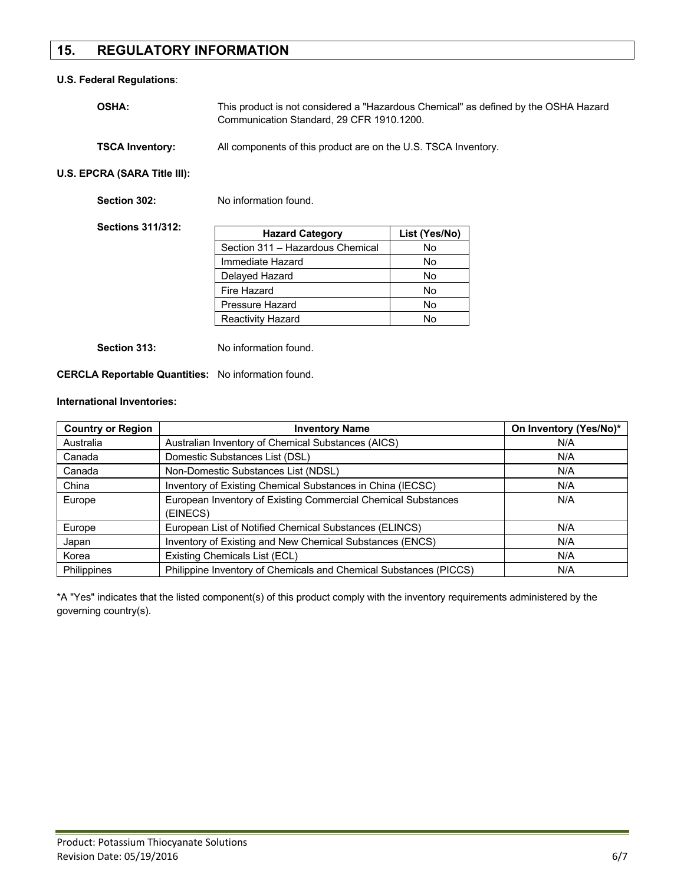## 15. REGULATORY INFORMATION

**U.S. Federal Regulations**:

**OSHA:** This product is not considered a "Hazardous Chemical" as defined by the OSHA Hazard Communication Standard, 29 CFR 1910.1200.

**TSCA Inventory:** All components of this product are on the U.S. TSCA Inventory.

**U.S. EPCRA (SARA Title III):**

**Section 302:** No information found.

**Sections 311/312:**

| Hazard Category | List (Yes/No) |
|---|---|
| Section 311 – Hazardous Chemical | No |
| Immediate Hazard | No |
| Delayed Hazard | No |
| Fire Hazard | No |
| Pressure Hazard | No |
| Reactivity Hazard | No |

**Section 313:** No information found.

**CERCLA Reportable Quantities:** No information found.

**International Inventories:**

| Country or Region | Inventory Name | On Inventory (Yes/No)* |
|---|---|---|
| Australia | Australian Inventory of Chemical Substances (AICS) | N/A |
| Canada | Domestic Substances List (DSL) | N/A |
| Canada | Non-Domestic Substances List (NDSL) | N/A |
| China | Inventory of Existing Chemical Substances in China (IECSC) | N/A |
| Europe | European Inventory of Existing Commercial Chemical Substances (EINECS) | N/A |
| Europe | European List of Notified Chemical Substances (ELINCS) | N/A |
| Japan | Inventory of Existing and New Chemical Substances (ENCS) | N/A |
| Korea | Existing Chemicals List (ECL) | N/A |
| Philippines | Philippine Inventory of Chemicals and Chemical Substances (PICCS) | N/A |

*A "Yes" indicates that the listed component(s) of this product comply with the inventory requirements administered by the governing country(s).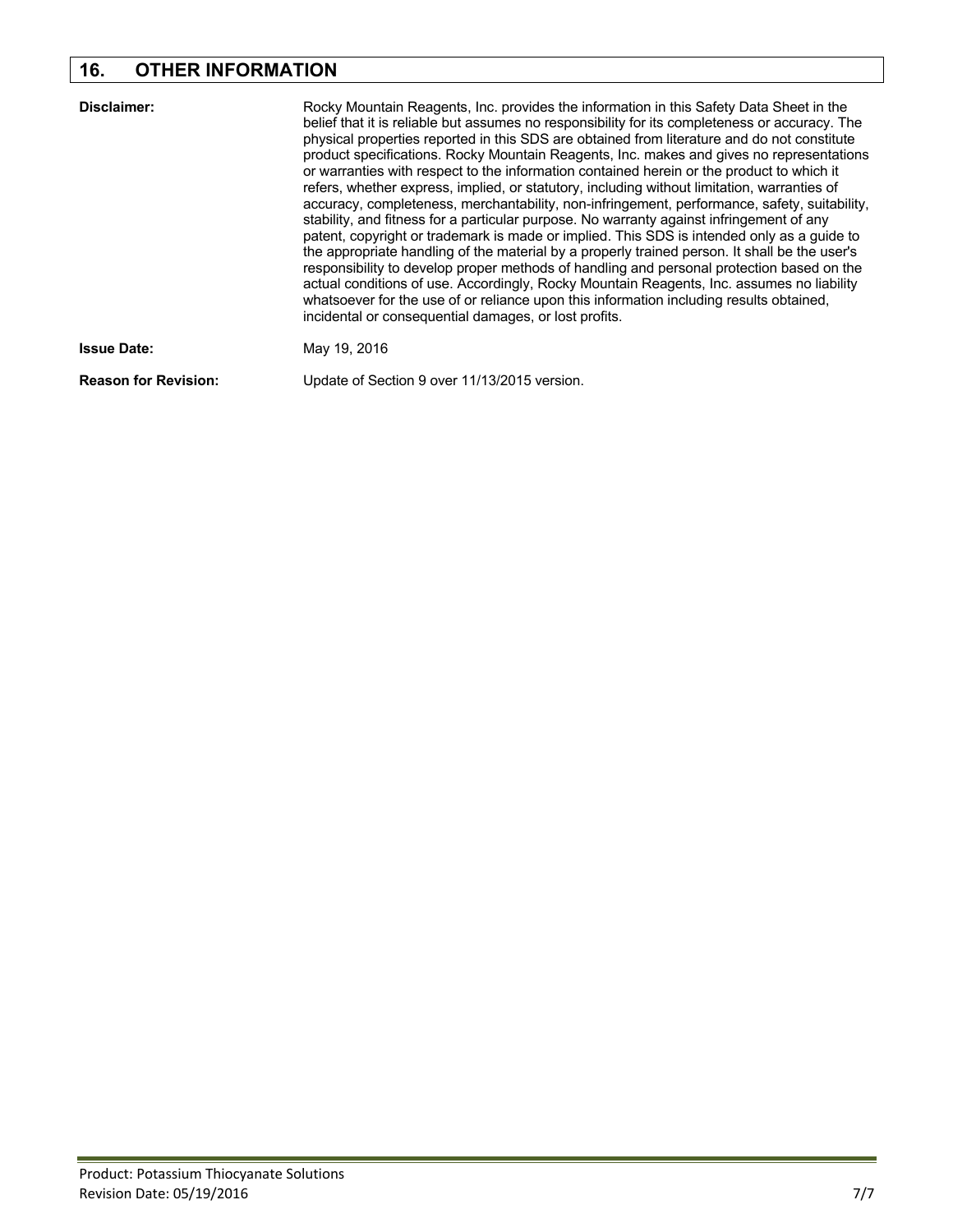## 16. OTHER INFORMATION

**Disclaimer:** Rocky Mountain Reagents, Inc. provides the information in this Safety Data Sheet in the belief that it is reliable but assumes no responsibility for its completeness or accuracy. The physical properties reported in this SDS are obtained from literature and do not constitute product specifications. Rocky Mountain Reagents, Inc. makes and gives no representations or warranties with respect to the information contained herein or the product to which it refers, whether express, implied, or statutory, including without limitation, warranties of accuracy, completeness, merchantability, non-infringement, performance, safety, suitability, stability, and fitness for a particular purpose. No warranty against infringement of any patent, copyright or trademark is made or implied. This SDS is intended only as a guide to the appropriate handling of the material by a properly trained person. It shall be the user's responsibility to develop proper methods of handling and personal protection based on the actual conditions of use. Accordingly, Rocky Mountain Reagents, Inc. assumes no liability whatsoever for the use of or reliance upon this information including results obtained, incidental or consequential damages, or lost profits.

**Issue Date:** May 19, 2016

**Reason for Revision:** Update of Section 9 over 11/13/2015 version.